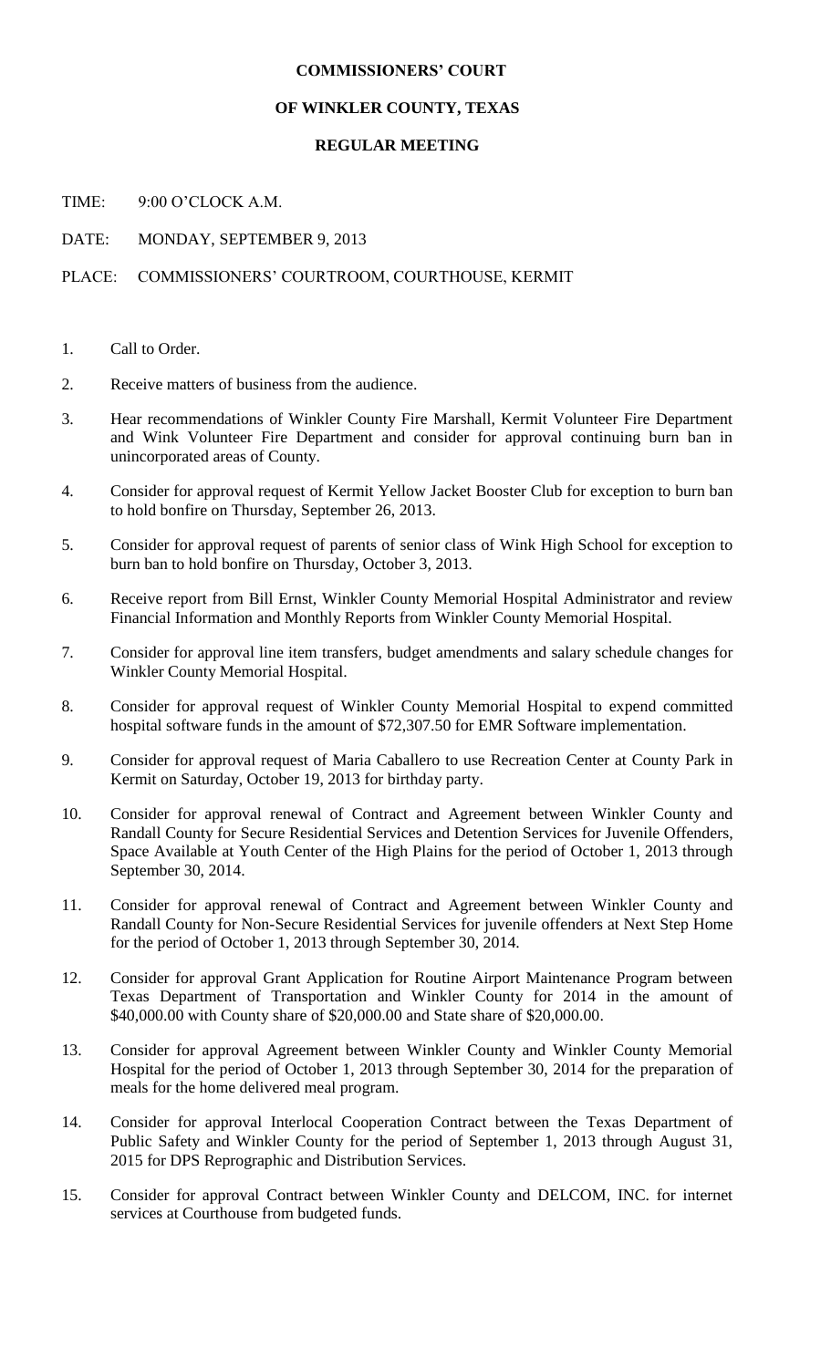# COMMISSIONERS' COURT

## OF WINKLER COUNTY, TEXAS

### REGULAR MEETING

TIME: 9:00 O'CLOCK A.M.

DATE: MONDAY, SEPTEMBER 9, 2013

PLACE: COMMISSIONERS' COURTROOM, COURTHOUSE, KERMIT

1. Call to Order.
2. Receive matters of business from the audience.
3. Hear recommendations of Winkler County Fire Marshall, Kermit Volunteer Fire Department and Wink Volunteer Fire Department and consider for approval continuing burn ban in unincorporated areas of County.
4. Consider for approval request of Kermit Yellow Jacket Booster Club for exception to burn ban to hold bonfire on Thursday, September 26, 2013.
5. Consider for approval request of parents of senior class of Wink High School for exception to burn ban to hold bonfire on Thursday, October 3, 2013.
6. Receive report from Bill Ernst, Winkler County Memorial Hospital Administrator and review Financial Information and Monthly Reports from Winkler County Memorial Hospital.
7. Consider for approval line item transfers, budget amendments and salary schedule changes for Winkler County Memorial Hospital.
8. Consider for approval request of Winkler County Memorial Hospital to expend committed hospital software funds in the amount of $72,307.50 for EMR Software implementation.
9. Consider for approval request of Maria Caballero to use Recreation Center at County Park in Kermit on Saturday, October 19, 2013 for birthday party.
10. Consider for approval renewal of Contract and Agreement between Winkler County and Randall County for Secure Residential Services and Detention Services for Juvenile Offenders, Space Available at Youth Center of the High Plains for the period of October 1, 2013 through September 30, 2014.
11. Consider for approval renewal of Contract and Agreement between Winkler County and Randall County for Non-Secure Residential Services for juvenile offenders at Next Step Home for the period of October 1, 2013 through September 30, 2014.
12. Consider for approval Grant Application for Routine Airport Maintenance Program between Texas Department of Transportation and Winkler County for 2014 in the amount of $40,000.00 with County share of $20,000.00 and State share of $20,000.00.
13. Consider for approval Agreement between Winkler County and Winkler County Memorial Hospital for the period of October 1, 2013 through September 30, 2014 for the preparation of meals for the home delivered meal program.
14. Consider for approval Interlocal Cooperation Contract between the Texas Department of Public Safety and Winkler County for the period of September 1, 2013 through August 31, 2015 for DPS Reprographic and Distribution Services.
15. Consider for approval Contract between Winkler County and DELCOM, INC. for internet services at Courthouse from budgeted funds.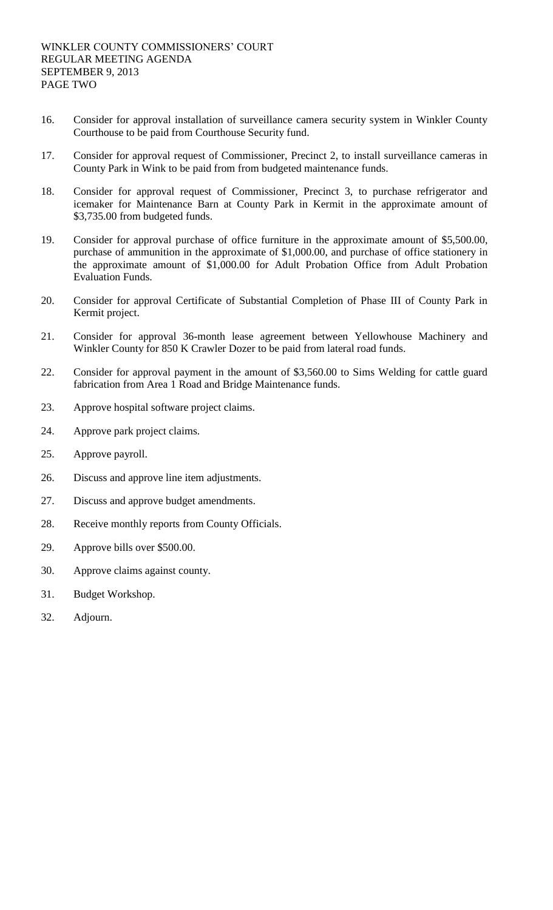16. Consider for approval installation of surveillance camera security system in Winkler County Courthouse to be paid from Courthouse Security fund.

17. Consider for approval request of Commissioner, Precinct 2, to install surveillance cameras in County Park in Wink to be paid from from budgeted maintenance funds.

18. Consider for approval request of Commissioner, Precinct 3, to purchase refrigerator and icemaker for Maintenance Barn at County Park in Kermit in the approximate amount of $3,735.00 from budgeted funds.

19. Consider for approval purchase of office furniture in the approximate amount of $5,500.00, purchase of ammunition in the approximate of $1,000.00, and purchase of office stationery in the approximate amount of $1,000.00 for Adult Probation Office from Adult Probation Evaluation Funds.

20. Consider for approval Certificate of Substantial Completion of Phase III of County Park in Kermit project.

21. Consider for approval 36-month lease agreement between Yellowhouse Machinery and Winkler County for 850 K Crawler Dozer to be paid from lateral road funds.

22. Consider for approval payment in the amount of $3,560.00 to Sims Welding for cattle guard fabrication from Area 1 Road and Bridge Maintenance funds.

23. Approve hospital software project claims.

24. Approve park project claims.

25. Approve payroll.

26. Discuss and approve line item adjustments.

27. Discuss and approve budget amendments.

28. Receive monthly reports from County Officials.

29. Approve bills over $500.00.

30. Approve claims against county.

31. Budget Workshop.

32. Adjourn.